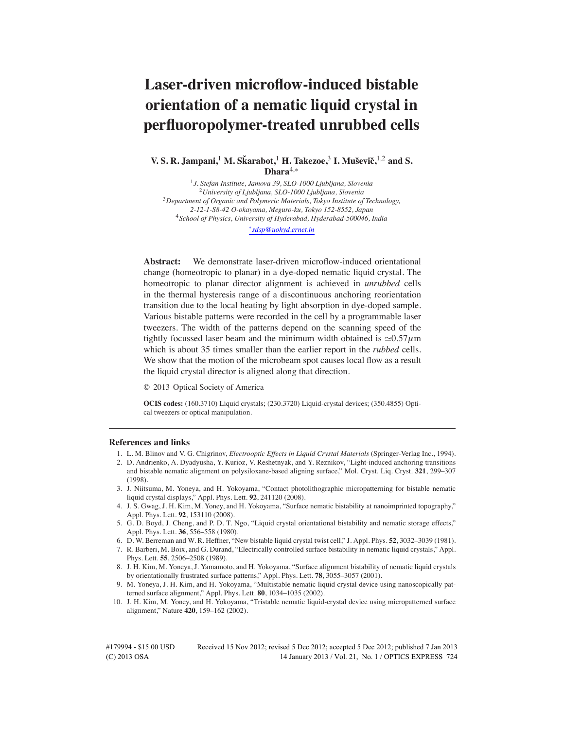# Laser-driven microflow-induced bistable orientation of a nematic liquid crystal in perfluoropolymer-treated unrubbed cells

**V. S. R. Jampani,[1] M. Škarabot,[1] H. Takezoe,[3] I. Muševič,[1,2] and S. Dhara[4,*]**

[1] *J. Stefan Institute, Jamova 39, SLO-1000 Ljubljana, Slovenia*
[2] *University of Ljubljana, SLO-1000 Ljubljana, Slovenia*
[3] *Department of Organic and Polymeric Materials, Tokyo Institute of Technology, 2-12-1-S8-42 O-okayama, Meguro-ku, Tokyo 152-8552, Japan*
[4] *School of Physics, University of Hyderabad, Hyderabad-500046, India*

[*] *sdsp@uohyd.ernet.in*

**Abstract:** We demonstrate laser-driven microflow-induced orientational change (homeotropic to planar) in a dye-doped nematic liquid crystal. The homeotropic to planar director alignment is achieved in *unrubbed* cells in the thermal hysteresis range of a discontinuous anchoring reorientation transition due to the local heating by light absorption in dye-doped sample. Various bistable patterns were recorded in the cell by a programmable laser tweezers. The width of the patterns depend on the scanning speed of the tightly focussed laser beam and the minimum width obtained is $\simeq 0.57\mu$m which is about 35 times smaller than the earlier report in the *rubbed* cells. We show that the motion of the microbeam spot causes local flow as a result the liquid crystal director is aligned along that direction.

© 2013 Optical Society of America

**OCIS codes:** (160.3710) Liquid crystals; (230.3720) Liquid-crystal devices; (350.4855) Optical tweezers or optical manipulation.

## References and links

1. L. M. Blinov and V. G. Chigrinov, *Electrooptic Effects in Liquid Crystal Materials* (Springer-Verlag Inc., 1994).
2. D. Andrienko, A. Dyadyusha, Y. Kurioz, V. Reshetnyak, and Y. Reznikov, "Light-induced anchoring transitions and bistable nematic alignment on polysiloxane-based aligning surface," Mol. Cryst. Liq. Cryst. **321**, 299–307 (1998).
3. J. Niitsuma, M. Yoneya, and H. Yokoyama, "Contact photolithographic micropatterning for bistable nematic liquid crystal displays," Appl. Phys. Lett. **92**, 241120 (2008).
4. J. S. Gwag, J. H. Kim, M. Yoney, and H. Yokoyama, "Surface nematic bistability at nanoimprinted topography," Appl. Phys. Lett. **92**, 153110 (2008).
5. G. D. Boyd, J. Cheng, and P. D. T. Ngo, "Liquid crystal orientational bistability and nematic storage effects," Appl. Phys. Lett. **36**, 556–558 (1980).
6. D. W. Berreman and W. R. Heffner, "New bistable liquid crystal twist cell," J. Appl. Phys. **52**, 3032–3039 (1981).
7. R. Barberi, M. Boix, and G. Durand, "Electrically controlled surface bistability in nematic liquid crystals," Appl. Phys. Lett. **55**, 2506–2508 (1989).
8. J. H. Kim, M. Yoneya, J. Yamamoto, and H. Yokoyama, "Surface alignment bistability of nematic liquid crystals by orientationally frustrated surface patterns," Appl. Phys. Lett. **78**, 3055–3057 (2001).
9. M. Yoneya, J. H. Kim, and H. Yokoyama, "Multistable nematic liquid crystal device using nanoscopically patterned surface alignment," Appl. Phys. Lett. **80**, 1034–1035 (2002).
10. J. H. Kim, M. Yoney, and H. Yokoyama, "Tristable nematic liquid-crystal device using micropatterned surface alignment," Nature **420**, 159–162 (2002).

#179994 - $15.00 USD Received 15 Nov 2012; revised 5 Dec 2012; accepted 5 Dec 2012; published 7 Jan 2013
(C) 2013 OSA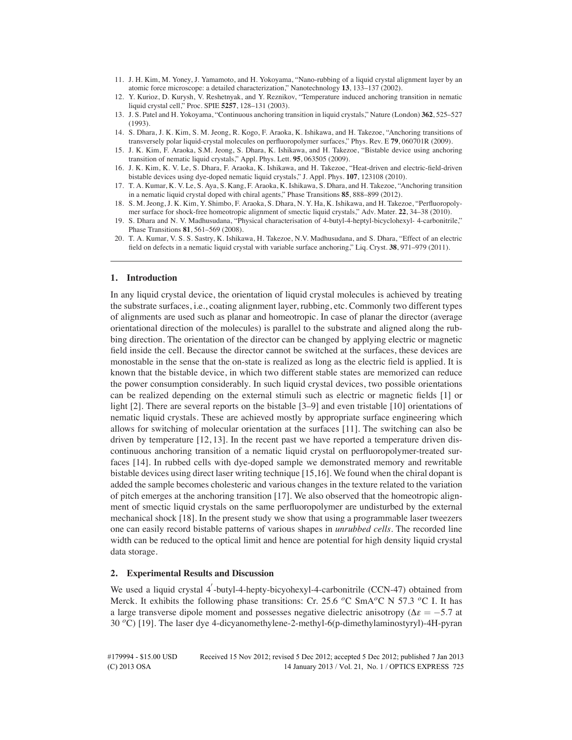11. J. H. Kim, M. Yoney, J. Yamamoto, and H. Yokoyama, "Nano-rubbing of a liquid crystal alignment layer by an atomic force microscope: a detailed characterization," Nanotechnology **13**, 133–137 (2002).
12. Y. Kurioz, D. Kurysh, V. Reshetnyak, and Y. Reznikov, "Temperature induced anchoring transition in nematic liquid crystal cell," Proc. SPIE **5257**, 128–131 (2003).
13. J. S. Patel and H. Yokoyama, "Continuous anchoring transition in liquid crystals," Nature (London) **362**, 525–527 (1993).
14. S. Dhara, J. K. Kim, S. M. Jeong, R. Kogo, F. Araoka, K. Ishikawa, and H. Takezoe, "Anchoring transitions of transversely polar liquid-crystal molecules on perfluoropolymer surfaces," Phys. Rev. E **79**, 060701R (2009).
15. J. K. Kim, F. Araoka, S.M. Jeong, S. Dhara, K. Ishikawa, and H. Takezoe, "Bistable device using anchoring transition of nematic liquid crystals," Appl. Phys. Lett. **95**, 063505 (2009).
16. J. K. Kim, K. V. Le, S. Dhara, F. Araoka, K. Ishikawa, and H. Takezoe, "Heat-driven and electric-field-driven bistable devices using dye-doped nematic liquid crystals," J. Appl. Phys. **107**, 123108 (2010).
17. T. A. Kumar, K. V. Le, S. Aya, S. Kang, F. Araoka, K. Ishikawa, S. Dhara, and H. Takezoe, "Anchoring transition in a nematic liquid crystal doped with chiral agents," Phase Transitions **85**, 888–899 (2012).
18. S. M. Jeong, J. K. Kim, Y. Shimbo, F. Araoka, S. Dhara, N. Y. Ha, K. Ishikawa, and H. Takezoe, "Perfluoropolymer surface for shock-free homeotropic alignment of smectic liquid crystals," Adv. Mater. **22**, 34–38 (2010).
19. S. Dhara and N. V. Madhusudana, "Physical characterisation of 4-butyl-4-heptyl-bicyclohexyl- 4-carbonitrile," Phase Transitions **81**, 561–569 (2008).
20. T. A. Kumar, V. S. S. Sastry, K. Ishikawa, H. Takezoe, N.V. Madhusudana, and S. Dhara, "Effect of an electric field on defects in a nematic liquid crystal with variable surface anchoring," Liq. Cryst. **38**, 971–979 (2011).

## 1. Introduction

In any liquid crystal device, the orientation of liquid crystal molecules is achieved by treating the substrate surfaces, i.e., coating alignment layer, rubbing, etc. Commonly two different types of alignments are used such as planar and homeotropic. In case of planar the director (average orientational direction of the molecules) is parallel to the substrate and aligned along the rubbing direction. The orientation of the director can be changed by applying electric or magnetic field inside the cell. Because the director cannot be switched at the surfaces, these devices are monostable in the sense that the on-state is realized as long as the electric field is applied. It is known that the bistable device, in which two different stable states are memorized can reduce the power consumption considerably. In such liquid crystal devices, two possible orientations can be realized depending on the external stimuli such as electric or magnetic fields [1] or light [2]. There are several reports on the bistable [3–9] and even tristable [10] orientations of nematic liquid crystals. These are achieved mostly by appropriate surface engineering which allows for switching of molecular orientation at the surfaces [11]. The switching can also be driven by temperature [12, 13]. In the recent past we have reported a temperature driven discontinuous anchoring transition of a nematic liquid crystal on perfluoropolymer-treated surfaces [14]. In rubbed cells with dye-doped sample we demonstrated memory and rewritable bistable devices using direct laser writing technique [15,16]. We found when the chiral dopant is added the sample becomes cholesteric and various changes in the texture related to the variation of pitch emerges at the anchoring transition [17]. We also observed that the homeotropic alignment of smectic liquid crystals on the same perfluoropolymer are undisturbed by the external mechanical shock [18]. In the present study we show that using a programmable laser tweezers one can easily record bistable patterns of various shapes in *unrubbed cells*. The recorded line width can be reduced to the optical limit and hence are potential for high density liquid crystal data storage.

## 2. Experimental Results and Discussion

We used a liquid crystal 4$'$-butyl-4-hepty-bicyohexyl-4-carbonitrile (CCN-47) obtained from Merck. It exhibits the following phase transitions: Cr. 25.6 $^o$C SmA$^o$C N 57.3 $^o$C I. It has a large transverse dipole moment and possesses negative dielectric anisotropy ($\Delta\varepsilon = -5.7$ at 30 $^o$C) [19]. The laser dye 4-dicyanomethylene-2-methyl-6(p-dimethylaminostyryl)-4H-pyran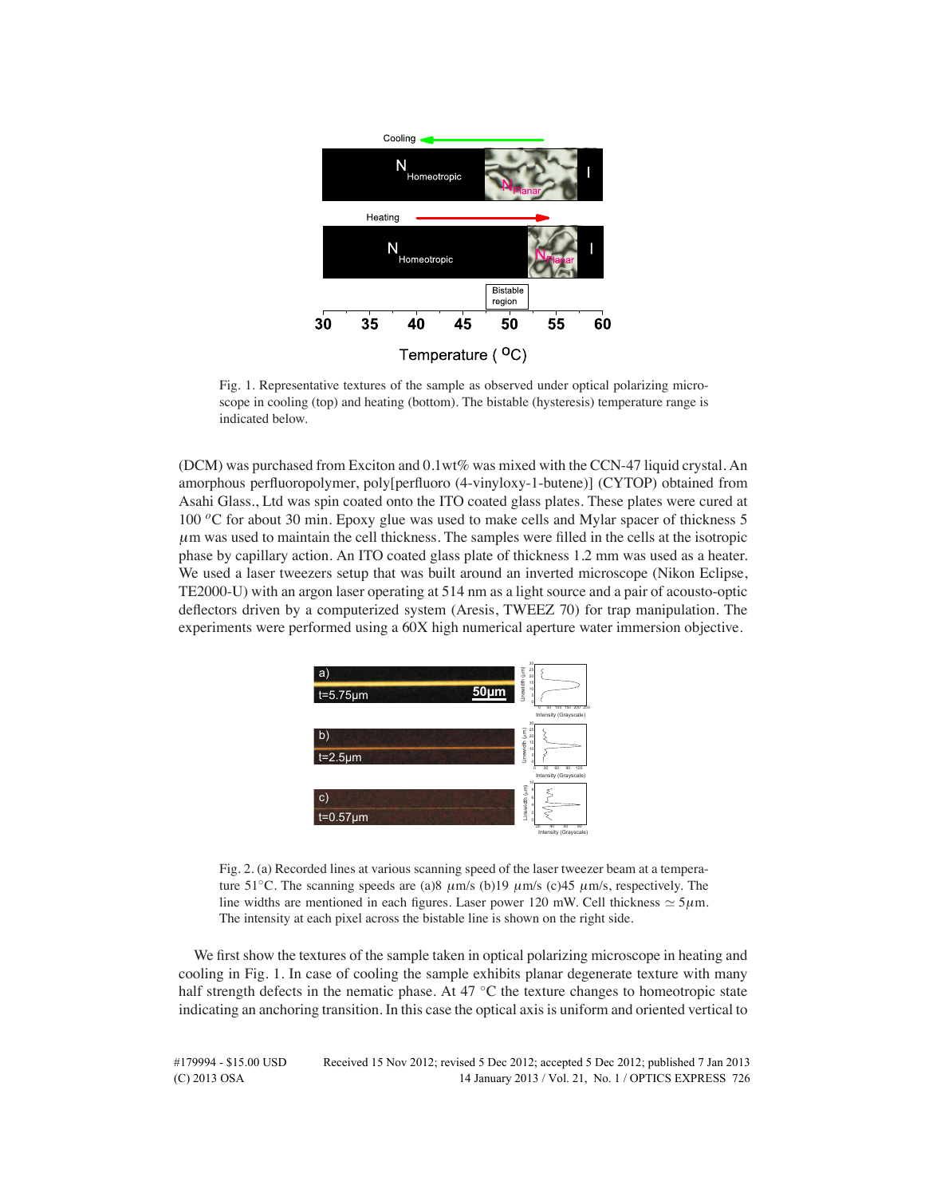Cooling

N Homeotropic

N Planar

I

Heating

N Homeotropic

N Planar

I

Bistable region

30 35 40 45 50 55 60

Temperature ( $^{o}$C)

Fig. 1. Representative textures of the sample as observed under optical polarizing microscope in cooling (top) and heating (bottom). The bistable (hysteresis) temperature range is indicated below.

(DCM) was purchased from Exciton and 0.1wt% was mixed with the CCN-47 liquid crystal. An amorphous perfluoropolymer, poly[perfluoro (4-vinyloxy-1-butene)] (CYTOP) obtained from Asahi Glass., Ltd was spin coated onto the ITO coated glass plates. These plates were cured at 100 $^{o}$C for about 30 min. Epoxy glue was used to make cells and Mylar spacer of thickness 5 $\mu$m was used to maintain the cell thickness. The samples were filled in the cells at the isotropic phase by capillary action. An ITO coated glass plate of thickness 1.2 mm was used as a heater. We used a laser tweezers setup that was built around an inverted microscope (Nikon Eclipse, TE2000-U) with an argon laser operating at 514 nm as a light source and a pair of acousto-optic deflectors driven by a computerized system (Aresis, TWEEZ 70) for trap manipulation. The experiments were performed using a 60X high numerical aperture water immersion objective.

a) t=5.75μm 50μm

b) t=2.5μm

c) t=0.57μm

Linewidth (μm)

Intensity (Grayscale)

Fig. 2. (a) Recorded lines at various scanning speed of the laser tweezer beam at a temperature 51°C. The scanning speeds are (a)8 $\mu$m/s (b)19 $\mu$m/s (c)45 $\mu$m/s, respectively. The line widths are mentioned in each figures. Laser power 120 mW. Cell thickness $\simeq 5\mu$m. The intensity at each pixel across the bistable line is shown on the right side.

We first show the textures of the sample taken in optical polarizing microscope in heating and cooling in Fig. 1. In case of cooling the sample exhibits planar degenerate texture with many half strength defects in the nematic phase. At 47 °C the texture changes to homeotropic state indicating an anchoring transition. In this case the optical axis is uniform and oriented vertical to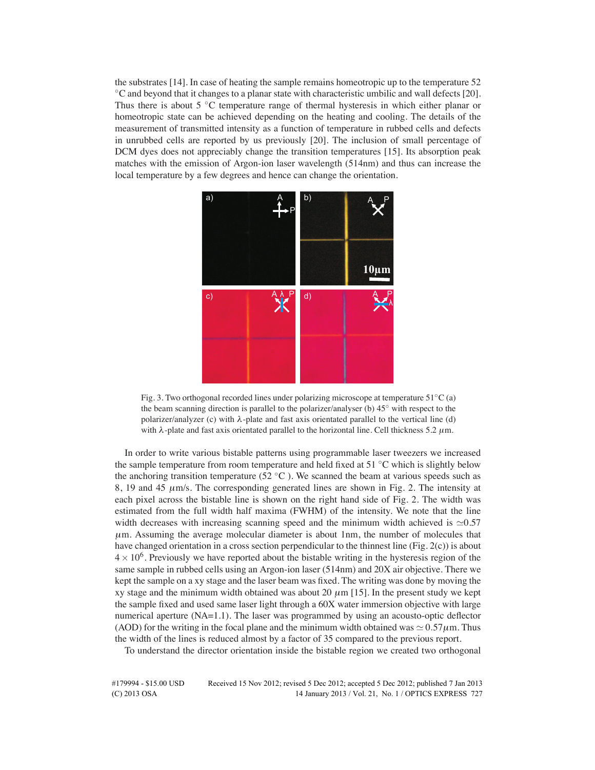the substrates [14]. In case of heating the sample remains homeotropic up to the temperature 52 °C and beyond that it changes to a planar state with characteristic umbilic and wall defects [20]. Thus there is about 5 °C temperature range of thermal hysteresis in which either planar or homeotropic state can be achieved depending on the heating and cooling. The details of the measurement of transmitted intensity as a function of temperature in rubbed cells and defects in unrubbed cells are reported by us previously [20]. The inclusion of small percentage of DCM dyes does not appreciably change the transition temperatures [15]. Its absorption peak matches with the emission of Argon-ion laser wavelength (514nm) and thus can increase the local temperature by a few degrees and hence can change the orientation.

a) A P

b) A P 10μm

c) A λ P

d) A P λ

Fig. 3. Two orthogonal recorded lines under polarizing microscope at temperature 51°C (a) the beam scanning direction is parallel to the polarizer/analyser (b) 45° with respect to the polarizer/analyzer (c) with $\lambda$-plate and fast axis orientated parallel to the vertical line (d) with $\lambda$-plate and fast axis orientated parallel to the horizontal line. Cell thickness 5.2 $\mu$m.

In order to write various bistable patterns using programmable laser tweezers we increased the sample temperature from room temperature and held fixed at 51 °C which is slightly below the anchoring transition temperature (52 °C ). We scanned the beam at various speeds such as 8, 19 and 45 $\mu$m/s. The corresponding generated lines are shown in Fig. 2. The intensity at each pixel across the bistable line is shown on the right hand side of Fig. 2. The width was estimated from the full width half maxima (FWHM) of the intensity. We note that the line width decreases with increasing scanning speed and the minimum width achieved is $\simeq$0.57 $\mu$m. Assuming the average molecular diameter is about 1nm, the number of molecules that have changed orientation in a cross section perpendicular to the thinnest line (Fig. 2(c)) is about $4 \times 10^6$. Previously we have reported about the bistable writing in the hysteresis region of the same sample in rubbed cells using an Argon-ion laser (514nm) and 20X air objective. There we kept the sample on a xy stage and the laser beam was fixed. The writing was done by moving the xy stage and the minimum width obtained was about 20 $\mu$m [15]. In the present study we kept the sample fixed and used same laser light through a 60X water immersion objective with large numerical aperture (NA=1.1). The laser was programmed by using an acousto-optic deflector (AOD) for the writing in the focal plane and the minimum width obtained was $\simeq 0.57\mu$m. Thus the width of the lines is reduced almost by a factor of 35 compared to the previous report.

To understand the director orientation inside the bistable region we created two orthogonal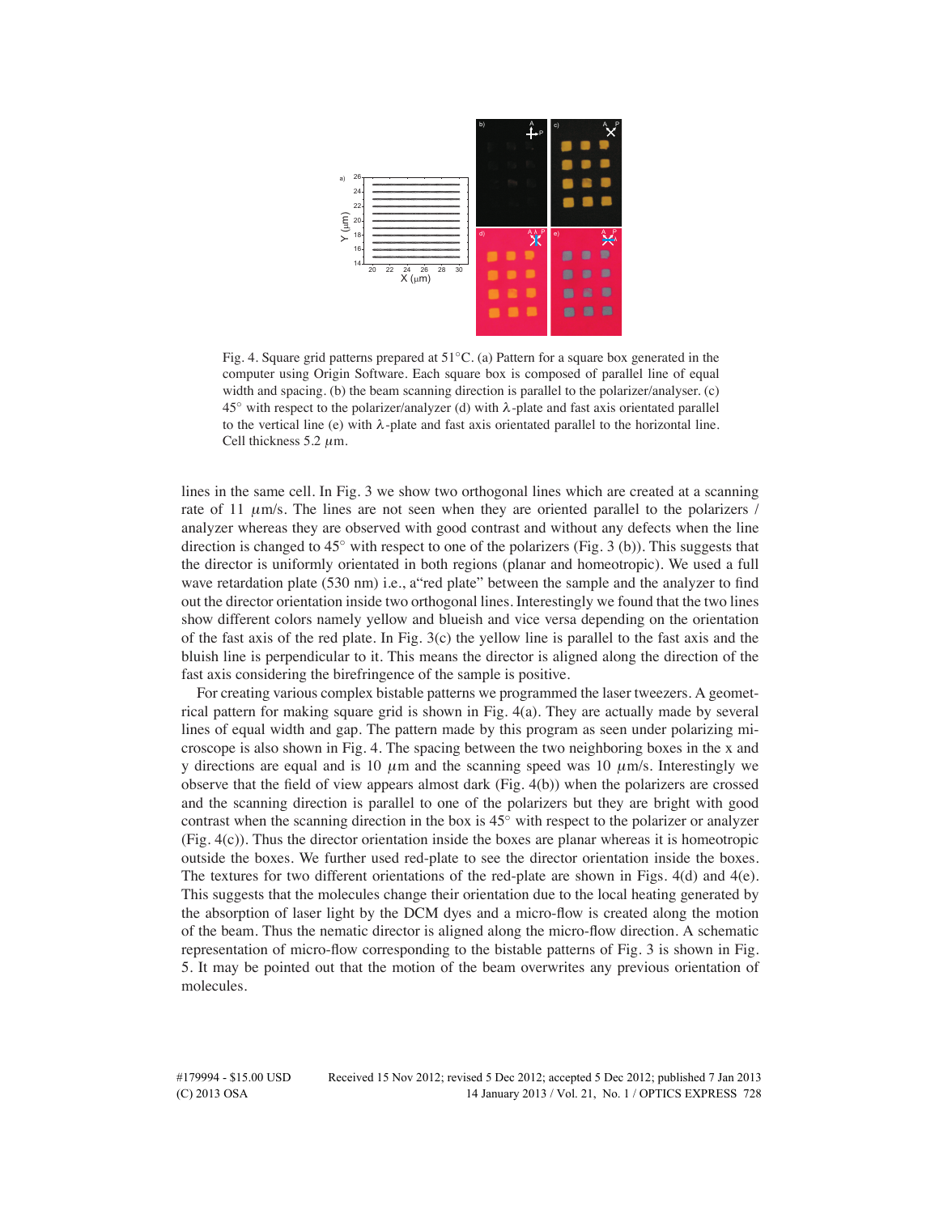a) 26 24 22 20 18 16 14

Y (μm)

20 22 24 26 28 30

X (μm)

b) A P

c) A P

d) A P

e) A P

Fig. 4. Square grid patterns prepared at 51°C. (a) Pattern for a square box generated in the computer using Origin Software. Each square box is composed of parallel line of equal width and spacing. (b) the beam scanning direction is parallel to the polarizer/analyser. (c) 45° with respect to the polarizer/analyzer (d) with $\lambda$-plate and fast axis orientated parallel to the vertical line (e) with $\lambda$-plate and fast axis orientated parallel to the horizontal line. Cell thickness 5.2 $\mu$m.

lines in the same cell. In Fig. 3 we show two orthogonal lines which are created at a scanning rate of 11 $\mu$m/s. The lines are not seen when they are oriented parallel to the polarizers / analyzer whereas they are observed with good contrast and without any defects when the line direction is changed to 45° with respect to one of the polarizers (Fig. 3 (b)). This suggests that the director is uniformly orientated in both regions (planar and homeotropic). We used a full wave retardation plate (530 nm) i.e., a"red plate" between the sample and the analyzer to find out the director orientation inside two orthogonal lines. Interestingly we found that the two lines show different colors namely yellow and blueish and vice versa depending on the orientation of the fast axis of the red plate. In Fig. 3(c) the yellow line is parallel to the fast axis and the bluish line is perpendicular to it. This means the director is aligned along the direction of the fast axis considering the birefringence of the sample is positive.

For creating various complex bistable patterns we programmed the laser tweezers. A geometrical pattern for making square grid is shown in Fig. 4(a). They are actually made by several lines of equal width and gap. The pattern made by this program as seen under polarizing microscope is also shown in Fig. 4. The spacing between the two neighboring boxes in the x and y directions are equal and is 10 $\mu$m and the scanning speed was 10 $\mu$m/s. Interestingly we observe that the field of view appears almost dark (Fig. 4(b)) when the polarizers are crossed and the scanning direction is parallel to one of the polarizers but they are bright with good contrast when the scanning direction in the box is 45° with respect to the polarizer or analyzer (Fig. 4(c)). Thus the director orientation inside the boxes are planar whereas it is homeotropic outside the boxes. We further used red-plate to see the director orientation inside the boxes. The textures for two different orientations of the red-plate are shown in Figs. 4(d) and 4(e). This suggests that the molecules change their orientation due to the local heating generated by the absorption of laser light by the DCM dyes and a micro-flow is created along the motion of the beam. Thus the nematic director is aligned along the micro-flow direction. A schematic representation of micro-flow corresponding to the bistable patterns of Fig. 3 is shown in Fig. 5. It may be pointed out that the motion of the beam overwrites any previous orientation of molecules.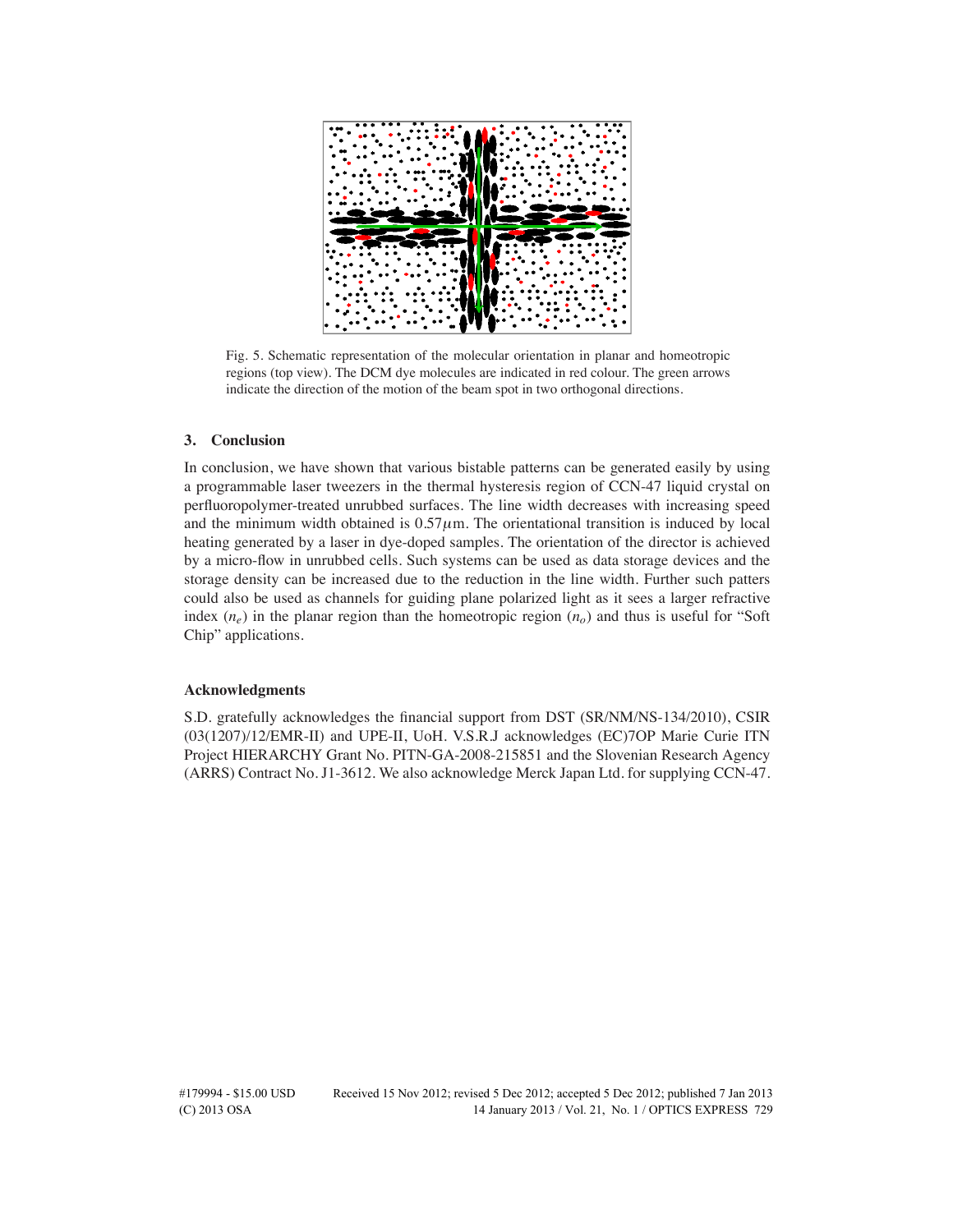Fig. 5. Schematic representation of the molecular orientation in planar and homeotropic regions (top view). The DCM dye molecules are indicated in red colour. The green arrows indicate the direction of the motion of the beam spot in two orthogonal directions.

## 3. Conclusion

In conclusion, we have shown that various bistable patterns can be generated easily by using a programmable laser tweezers in the thermal hysteresis region of CCN-47 liquid crystal on perfluoropolymer-treated unrubbed surfaces. The line width decreases with increasing speed and the minimum width obtained is $0.57\mu$m. The orientational transition is induced by local heating generated by a laser in dye-doped samples. The orientation of the director is achieved by a micro-flow in unrubbed cells. Such systems can be used as data storage devices and the storage density can be increased due to the reduction in the line width. Further such patters could also be used as channels for guiding plane polarized light as it sees a larger refractive index ($n_e$) in the planar region than the homeotropic region ($n_o$) and thus is useful for "Soft Chip" applications.

### Acknowledgments

S.D. gratefully acknowledges the financial support from DST (SR/NM/NS-134/2010), CSIR (03(1207)/12/EMR-II) and UPE-II, UoH. V.S.R.J acknowledges (EC)7OP Marie Curie ITN Project HIERARCHY Grant No. PITN-GA-2008-215851 and the Slovenian Research Agency (ARRS) Contract No. J1-3612. We also acknowledge Merck Japan Ltd. for supplying CCN-47.